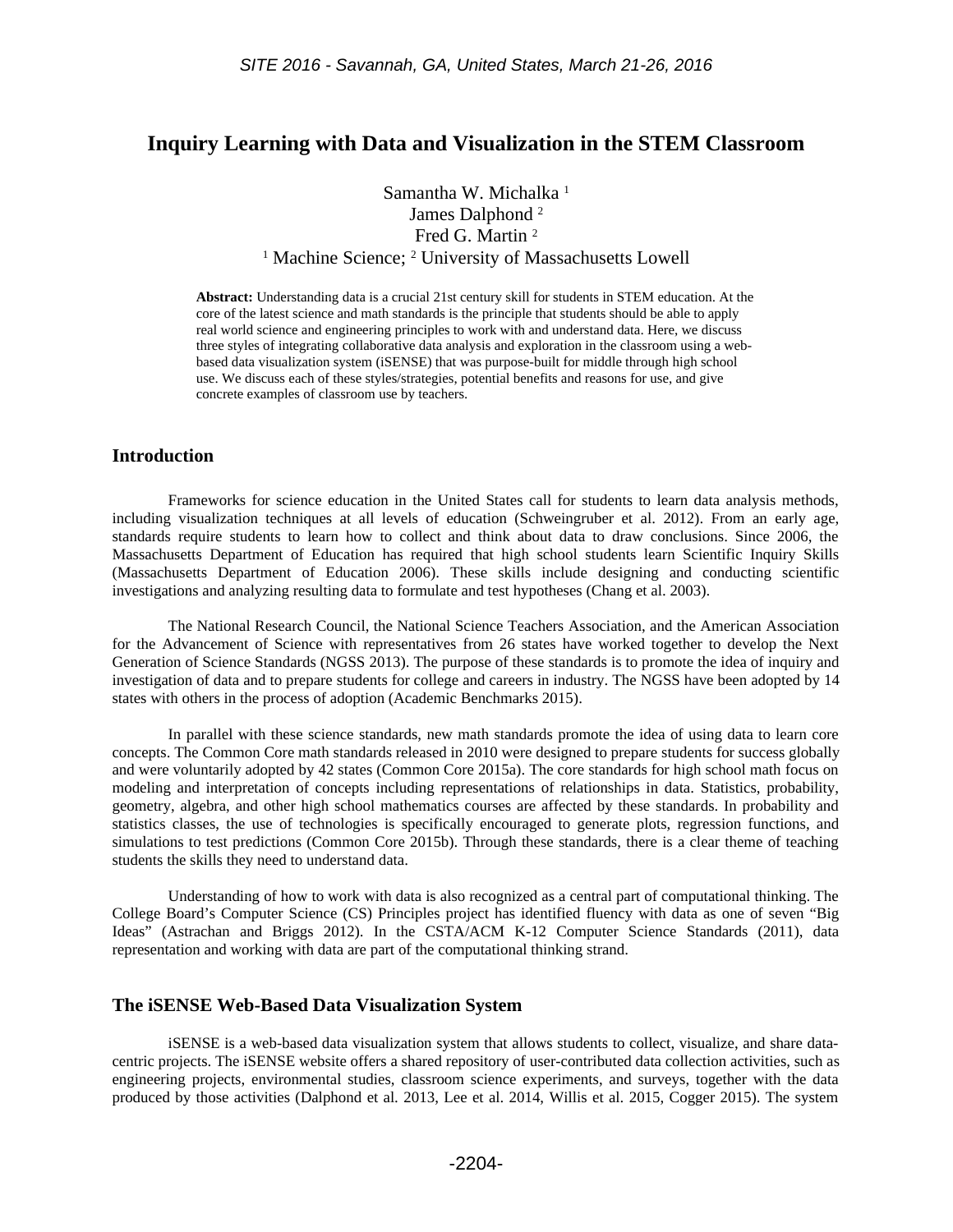# Inquiry Learning with Data and Visualization in the STEM Classroom

Samantha W. Michalka [1]
James Dalphond [2]
Fred G. Martin [2]
[1] Machine Science; [2] University of Massachusetts Lowell

**Abstract:** Understanding data is a crucial 21st century skill for students in STEM education. At the core of the latest science and math standards is the principle that students should be able to apply real world science and engineering principles to work with and understand data. Here, we discuss three styles of integrating collaborative data analysis and exploration in the classroom using a web-based data visualization system (iSENSE) that was purpose-built for middle through high school use. We discuss each of these styles/strategies, potential benefits and reasons for use, and give concrete examples of classroom use by teachers.

## Introduction

Frameworks for science education in the United States call for students to learn data analysis methods, including visualization techniques at all levels of education (Schweingruber et al. 2012). From an early age, standards require students to learn how to collect and think about data to draw conclusions. Since 2006, the Massachusetts Department of Education has required that high school students learn Scientific Inquiry Skills (Massachusetts Department of Education 2006). These skills include designing and conducting scientific investigations and analyzing resulting data to formulate and test hypotheses (Chang et al. 2003).

The National Research Council, the National Science Teachers Association, and the American Association for the Advancement of Science with representatives from 26 states have worked together to develop the Next Generation of Science Standards (NGSS 2013). The purpose of these standards is to promote the idea of inquiry and investigation of data and to prepare students for college and careers in industry. The NGSS have been adopted by 14 states with others in the process of adoption (Academic Benchmarks 2015).

In parallel with these science standards, new math standards promote the idea of using data to learn core concepts. The Common Core math standards released in 2010 were designed to prepare students for success globally and were voluntarily adopted by 42 states (Common Core 2015a). The core standards for high school math focus on modeling and interpretation of concepts including representations of relationships in data. Statistics, probability, geometry, algebra, and other high school mathematics courses are affected by these standards. In probability and statistics classes, the use of technologies is specifically encouraged to generate plots, regression functions, and simulations to test predictions (Common Core 2015b). Through these standards, there is a clear theme of teaching students the skills they need to understand data.

Understanding of how to work with data is also recognized as a central part of computational thinking. The College Board's Computer Science (CS) Principles project has identified fluency with data as one of seven "Big Ideas" (Astrachan and Briggs 2012). In the CSTA/ACM K-12 Computer Science Standards (2011), data representation and working with data are part of the computational thinking strand.

## The iSENSE Web-Based Data Visualization System

iSENSE is a web-based data visualization system that allows students to collect, visualize, and share data-centric projects. The iSENSE website offers a shared repository of user-contributed data collection activities, such as engineering projects, environmental studies, classroom science experiments, and surveys, together with the data produced by those activities (Dalphond et al. 2013, Lee et al. 2014, Willis et al. 2015, Cogger 2015). The system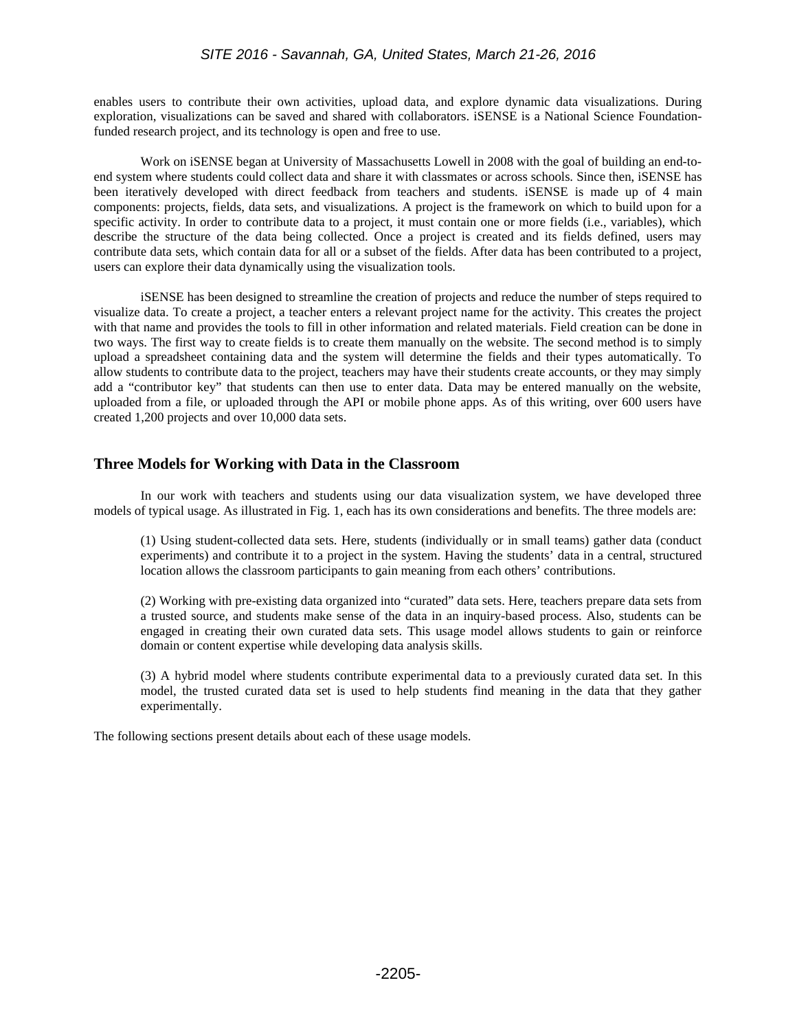enables users to contribute their own activities, upload data, and explore dynamic data visualizations. During exploration, visualizations can be saved and shared with collaborators. iSENSE is a National Science Foundation-funded research project, and its technology is open and free to use.

Work on iSENSE began at University of Massachusetts Lowell in 2008 with the goal of building an end-to-end system where students could collect data and share it with classmates or across schools. Since then, iSENSE has been iteratively developed with direct feedback from teachers and students. iSENSE is made up of 4 main components: projects, fields, data sets, and visualizations. A project is the framework on which to build upon for a specific activity. In order to contribute data to a project, it must contain one or more fields (i.e., variables), which describe the structure of the data being collected. Once a project is created and its fields defined, users may contribute data sets, which contain data for all or a subset of the fields. After data has been contributed to a project, users can explore their data dynamically using the visualization tools.

iSENSE has been designed to streamline the creation of projects and reduce the number of steps required to visualize data. To create a project, a teacher enters a relevant project name for the activity. This creates the project with that name and provides the tools to fill in other information and related materials. Field creation can be done in two ways. The first way to create fields is to create them manually on the website. The second method is to simply upload a spreadsheet containing data and the system will determine the fields and their types automatically. To allow students to contribute data to the project, teachers may have their students create accounts, or they may simply add a "contributor key" that students can then use to enter data. Data may be entered manually on the website, uploaded from a file, or uploaded through the API or mobile phone apps. As of this writing, over 600 users have created 1,200 projects and over 10,000 data sets.

## Three Models for Working with Data in the Classroom

In our work with teachers and students using our data visualization system, we have developed three models of typical usage. As illustrated in Fig. 1, each has its own considerations and benefits. The three models are:

(1) Using student-collected data sets. Here, students (individually or in small teams) gather data (conduct experiments) and contribute it to a project in the system. Having the students' data in a central, structured location allows the classroom participants to gain meaning from each others' contributions.

(2) Working with pre-existing data organized into "curated" data sets. Here, teachers prepare data sets from a trusted source, and students make sense of the data in an inquiry-based process. Also, students can be engaged in creating their own curated data sets. This usage model allows students to gain or reinforce domain or content expertise while developing data analysis skills.

(3) A hybrid model where students contribute experimental data to a previously curated data set. In this model, the trusted curated data set is used to help students find meaning in the data that they gather experimentally.

The following sections present details about each of these usage models.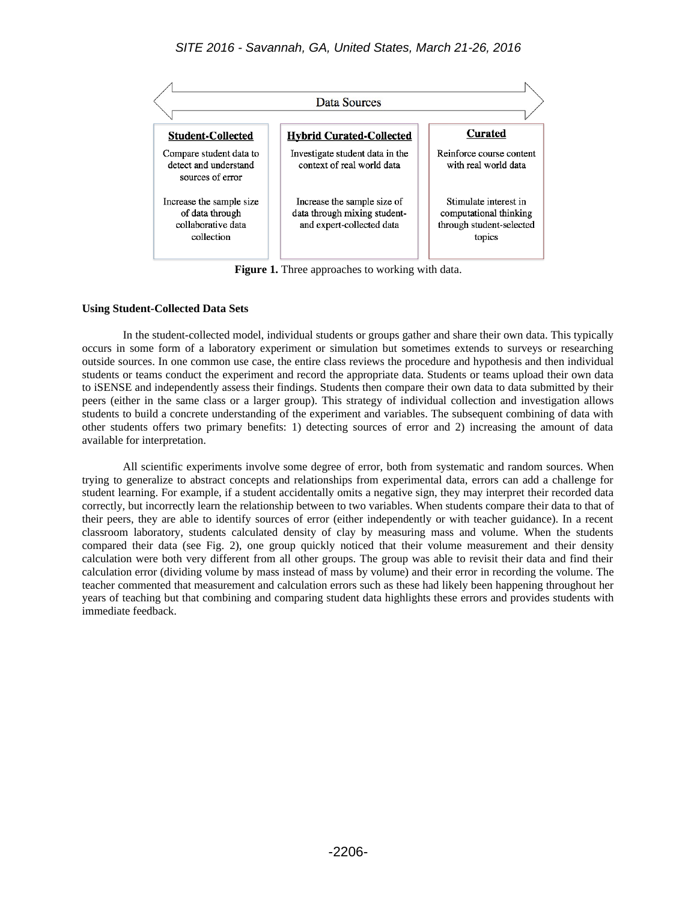| Student-Collected | Hybrid Curated-Collected | Curated |
| --- | --- | --- |
| Compare student data to detect and understand sources of error | Investigate student data in the context of real world data | Reinforce course content with real world data |
| Increase the sample size of data through collaborative data collection | Increase the sample size of data through mixing student- and expert-collected data | Stimulate interest in computational thinking through student-selected topics |

**Figure 1.** Three approaches to working with data.

### Using Student-Collected Data Sets

In the student-collected model, individual students or groups gather and share their own data. This typically occurs in some form of a laboratory experiment or simulation but sometimes extends to surveys or researching outside sources. In one common use case, the entire class reviews the procedure and hypothesis and then individual students or teams conduct the experiment and record the appropriate data. Students or teams upload their own data to iSENSE and independently assess their findings. Students then compare their own data to data submitted by their peers (either in the same class or a larger group). This strategy of individual collection and investigation allows students to build a concrete understanding of the experiment and variables. The subsequent combining of data with other students offers two primary benefits: 1) detecting sources of error and 2) increasing the amount of data available for interpretation.

All scientific experiments involve some degree of error, both from systematic and random sources. When trying to generalize to abstract concepts and relationships from experimental data, errors can add a challenge for student learning. For example, if a student accidentally omits a negative sign, they may interpret their recorded data correctly, but incorrectly learn the relationship between to two variables. When students compare their data to that of their peers, they are able to identify sources of error (either independently or with teacher guidance). In a recent classroom laboratory, students calculated density of clay by measuring mass and volume. When the students compared their data (see Fig. 2), one group quickly noticed that their volume measurement and their density calculation were both very different from all other groups. The group was able to revisit their data and find their calculation error (dividing volume by mass instead of mass by volume) and their error in recording the volume. The teacher commented that measurement and calculation errors such as these had likely been happening throughout her years of teaching but that combining and comparing student data highlights these errors and provides students with immediate feedback.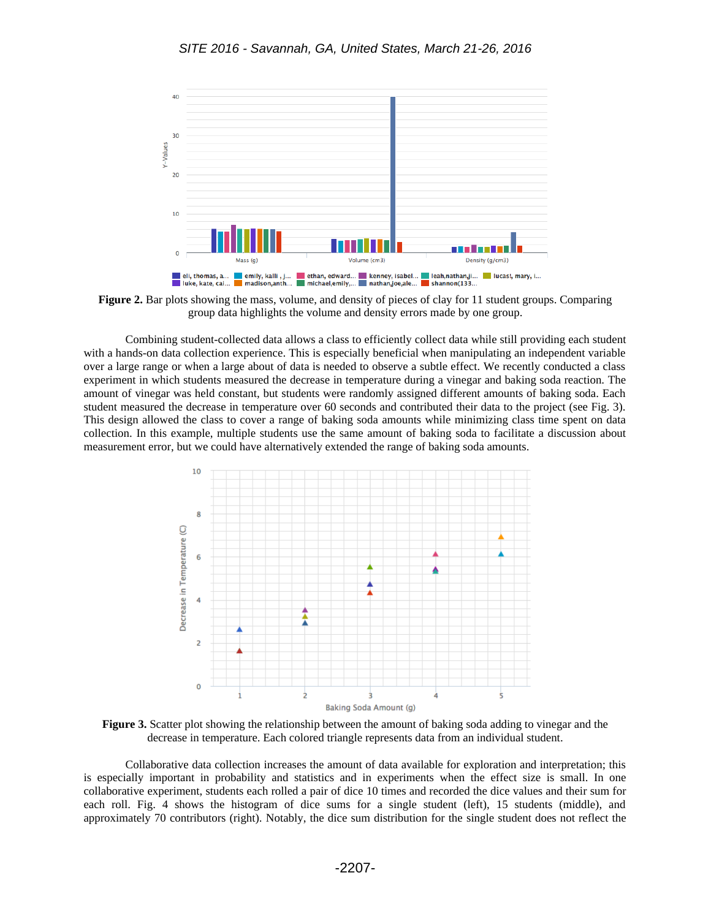**Figure 2.** Bar plots showing the mass, volume, and density of pieces of clay for 11 student groups. Comparing group data highlights the volume and density errors made by one group.

Combining student-collected data allows a class to efficiently collect data while still providing each student with a hands-on data collection experience. This is especially beneficial when manipulating an independent variable over a large range or when a large about of data is needed to observe a subtle effect. We recently conducted a class experiment in which students measured the decrease in temperature during a vinegar and baking soda reaction. The amount of vinegar was held constant, but students were randomly assigned different amounts of baking soda. Each student measured the decrease in temperature over 60 seconds and contributed their data to the project (see Fig. 3). This design allowed the class to cover a range of baking soda amounts while minimizing class time spent on data collection. In this example, multiple students use the same amount of baking soda to facilitate a discussion about measurement error, but we could have alternatively extended the range of baking soda amounts.

**Figure 3.** Scatter plot showing the relationship between the amount of baking soda adding to vinegar and the decrease in temperature. Each colored triangle represents data from an individual student.

Collaborative data collection increases the amount of data available for exploration and interpretation; this is especially important in probability and statistics and in experiments when the effect size is small. In one collaborative experiment, students each rolled a pair of dice 10 times and recorded the dice values and their sum for each roll. Fig. 4 shows the histogram of dice sums for a single student (left), 15 students (middle), and approximately 70 contributors (right). Notably, the dice sum distribution for the single student does not reflect the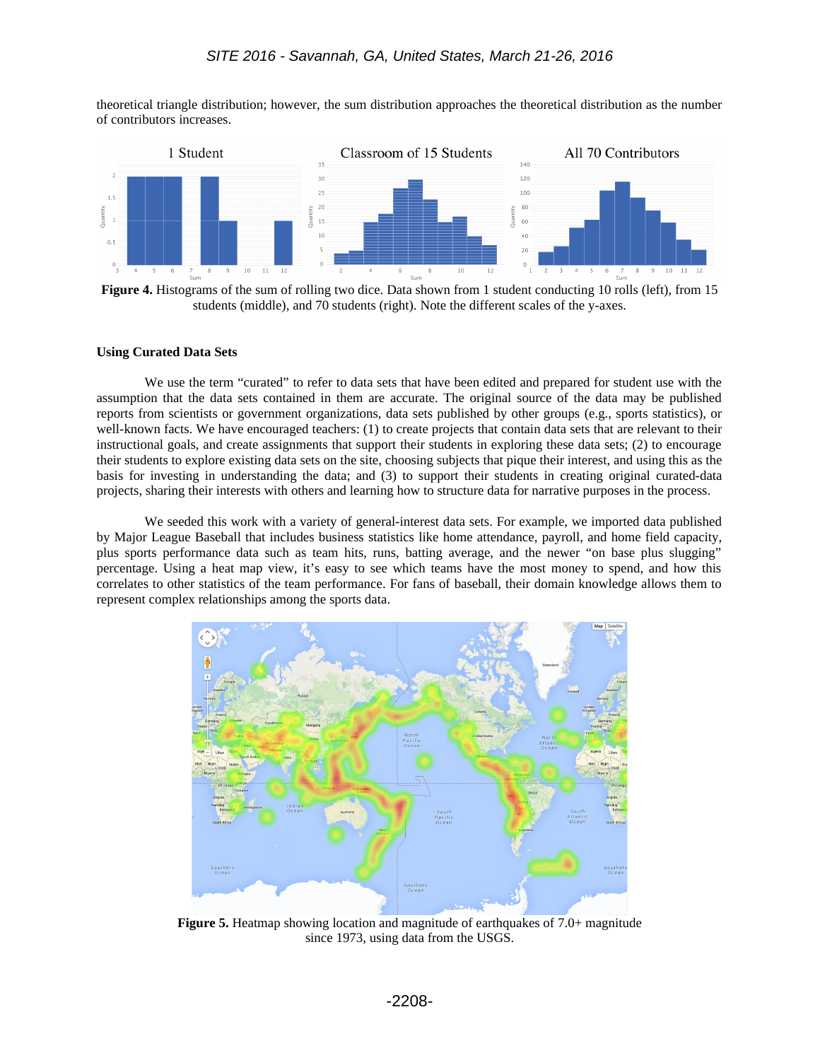theoretical triangle distribution; however, the sum distribution approaches the theoretical distribution as the number of contributors increases.

**Figure 4.** Histograms of the sum of rolling two dice. Data shown from 1 student conducting 10 rolls (left), from 15 students (middle), and 70 students (right). Note the different scales of the y-axes.

### Using Curated Data Sets

We use the term "curated" to refer to data sets that have been edited and prepared for student use with the assumption that the data sets contained in them are accurate. The original source of the data may be published reports from scientists or government organizations, data sets published by other groups (e.g., sports statistics), or well-known facts. We have encouraged teachers: (1) to create projects that contain data sets that are relevant to their instructional goals, and create assignments that support their students in exploring these data sets; (2) to encourage their students to explore existing data sets on the site, choosing subjects that pique their interest, and using this as the basis for investing in understanding the data; and (3) to support their students in creating original curated-data projects, sharing their interests with others and learning how to structure data for narrative purposes in the process.

We seeded this work with a variety of general-interest data sets. For example, we imported data published by Major League Baseball that includes business statistics like home attendance, payroll, and home field capacity, plus sports performance data such as team hits, runs, batting average, and the newer "on base plus slugging" percentage. Using a heat map view, it's easy to see which teams have the most money to spend, and how this correlates to other statistics of the team performance. For fans of baseball, their domain knowledge allows them to represent complex relationships among the sports data.

**Figure 5.** Heatmap showing location and magnitude of earthquakes of 7.0+ magnitude since 1973, using data from the USGS.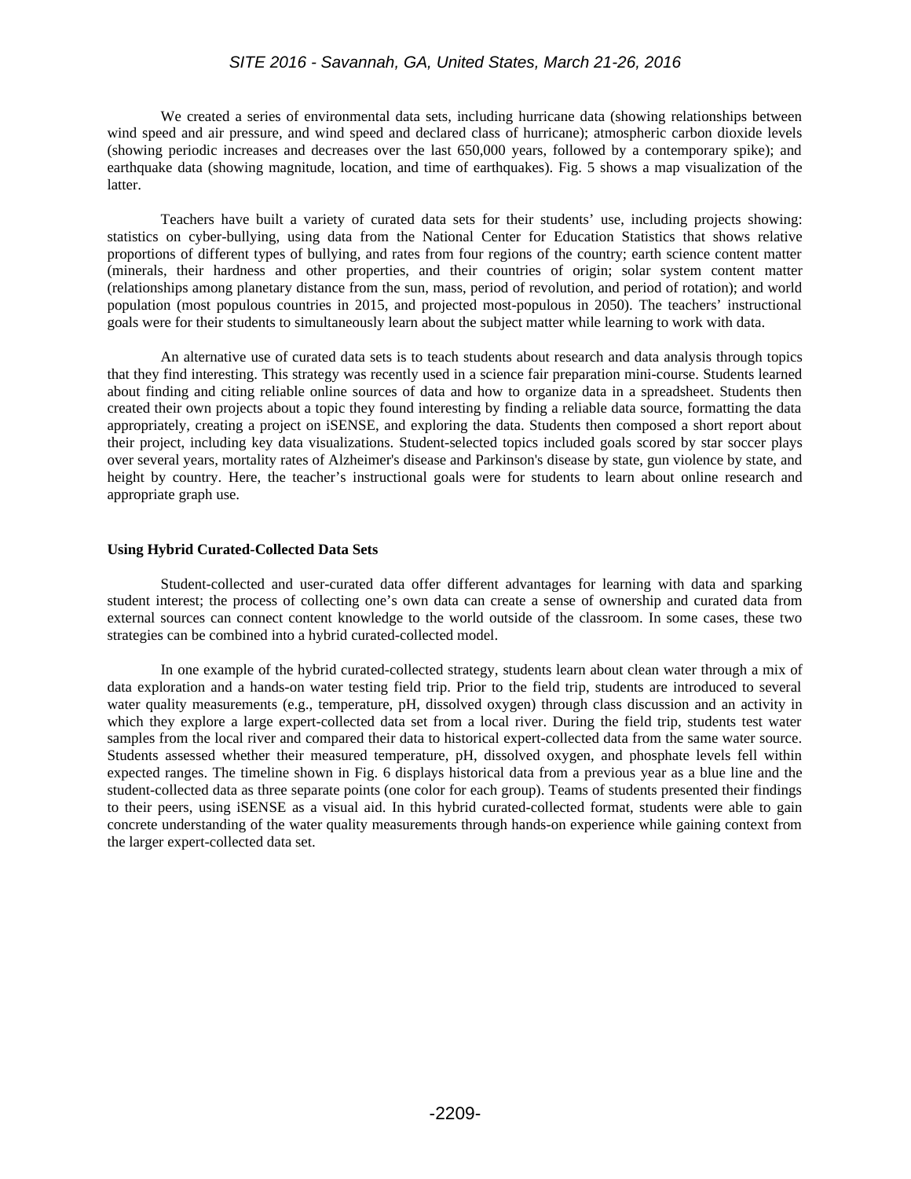We created a series of environmental data sets, including hurricane data (showing relationships between wind speed and air pressure, and wind speed and declared class of hurricane); atmospheric carbon dioxide levels (showing periodic increases and decreases over the last 650,000 years, followed by a contemporary spike); and earthquake data (showing magnitude, location, and time of earthquakes). Fig. 5 shows a map visualization of the latter.

Teachers have built a variety of curated data sets for their students' use, including projects showing: statistics on cyber-bullying, using data from the National Center for Education Statistics that shows relative proportions of different types of bullying, and rates from four regions of the country; earth science content matter (minerals, their hardness and other properties, and their countries of origin; solar system content matter (relationships among planetary distance from the sun, mass, period of revolution, and period of rotation); and world population (most populous countries in 2015, and projected most-populous in 2050). The teachers' instructional goals were for their students to simultaneously learn about the subject matter while learning to work with data.

An alternative use of curated data sets is to teach students about research and data analysis through topics that they find interesting. This strategy was recently used in a science fair preparation mini-course. Students learned about finding and citing reliable online sources of data and how to organize data in a spreadsheet. Students then created their own projects about a topic they found interesting by finding a reliable data source, formatting the data appropriately, creating a project on iSENSE, and exploring the data. Students then composed a short report about their project, including key data visualizations. Student-selected topics included goals scored by star soccer plays over several years, mortality rates of Alzheimer's disease and Parkinson's disease by state, gun violence by state, and height by country. Here, the teacher's instructional goals were for students to learn about online research and appropriate graph use.

**Using Hybrid Curated-Collected Data Sets**

Student-collected and user-curated data offer different advantages for learning with data and sparking student interest; the process of collecting one's own data can create a sense of ownership and curated data from external sources can connect content knowledge to the world outside of the classroom. In some cases, these two strategies can be combined into a hybrid curated-collected model.

In one example of the hybrid curated-collected strategy, students learn about clean water through a mix of data exploration and a hands-on water testing field trip. Prior to the field trip, students are introduced to several water quality measurements (e.g., temperature, pH, dissolved oxygen) through class discussion and an activity in which they explore a large expert-collected data set from a local river. During the field trip, students test water samples from the local river and compared their data to historical expert-collected data from the same water source. Students assessed whether their measured temperature, pH, dissolved oxygen, and phosphate levels fell within expected ranges. The timeline shown in Fig. 6 displays historical data from a previous year as a blue line and the student-collected data as three separate points (one color for each group). Teams of students presented their findings to their peers, using iSENSE as a visual aid. In this hybrid curated-collected format, students were able to gain concrete understanding of the water quality measurements through hands-on experience while gaining context from the larger expert-collected data set.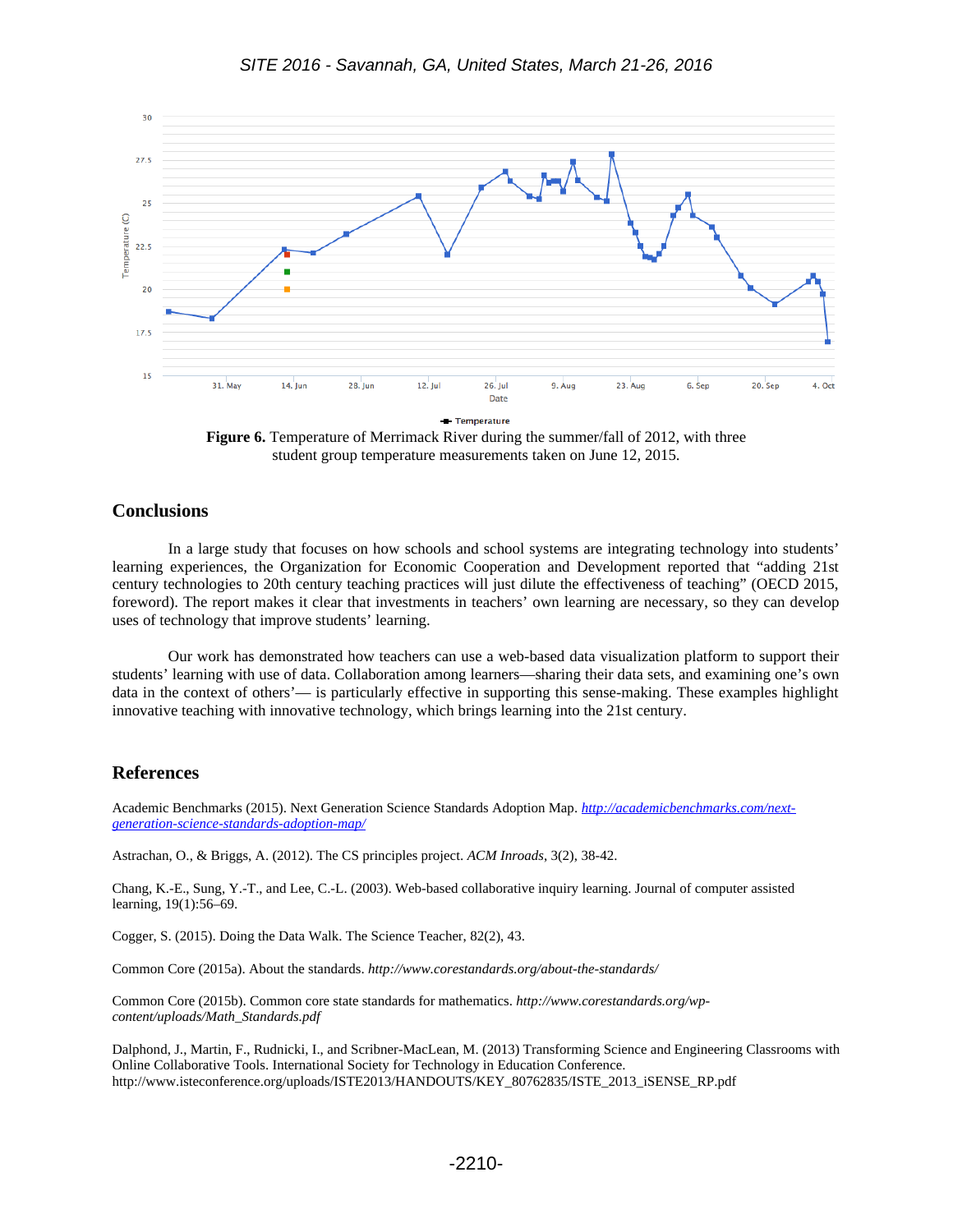**Figure 6.** Temperature of Merrimack River during the summer/fall of 2012, with three student group temperature measurements taken on June 12, 2015.

## Conclusions

In a large study that focuses on how schools and school systems are integrating technology into students' learning experiences, the Organization for Economic Cooperation and Development reported that "adding 21st century technologies to 20th century teaching practices will just dilute the effectiveness of teaching" (OECD 2015, foreword). The report makes it clear that investments in teachers' own learning are necessary, so they can develop uses of technology that improve students' learning.

Our work has demonstrated how teachers can use a web-based data visualization platform to support their students' learning with use of data. Collaboration among learners—sharing their data sets, and examining one's own data in the context of others'— is particularly effective in supporting this sense-making. These examples highlight innovative teaching with innovative technology, which brings learning into the 21st century.

## References

Academic Benchmarks (2015). Next Generation Science Standards Adoption Map. *http://academicbenchmarks.com/next-generation-science-standards-adoption-map/*

Astrachan, O., & Briggs, A. (2012). The CS principles project. *ACM Inroads*, 3(2), 38-42.

Chang, K.-E., Sung, Y.-T., and Lee, C.-L. (2003). Web-based collaborative inquiry learning. Journal of computer assisted learning, 19(1):56–69.

Cogger, S. (2015). Doing the Data Walk. The Science Teacher, 82(2), 43.

Common Core (2015a). About the standards. *http://www.corestandards.org/about-the-standards/*

Common Core (2015b). Common core state standards for mathematics. *http://www.corestandards.org/wp-content/uploads/Math_Standards.pdf*

Dalphond, J., Martin, F., Rudnicki, I., and Scribner-MacLean, M. (2013) Transforming Science and Engineering Classrooms with Online Collaborative Tools. International Society for Technology in Education Conference. http://www.isteconference.org/uploads/ISTE2013/HANDOUTS/KEY_80762835/ISTE_2013_iSENSE_RP.pdf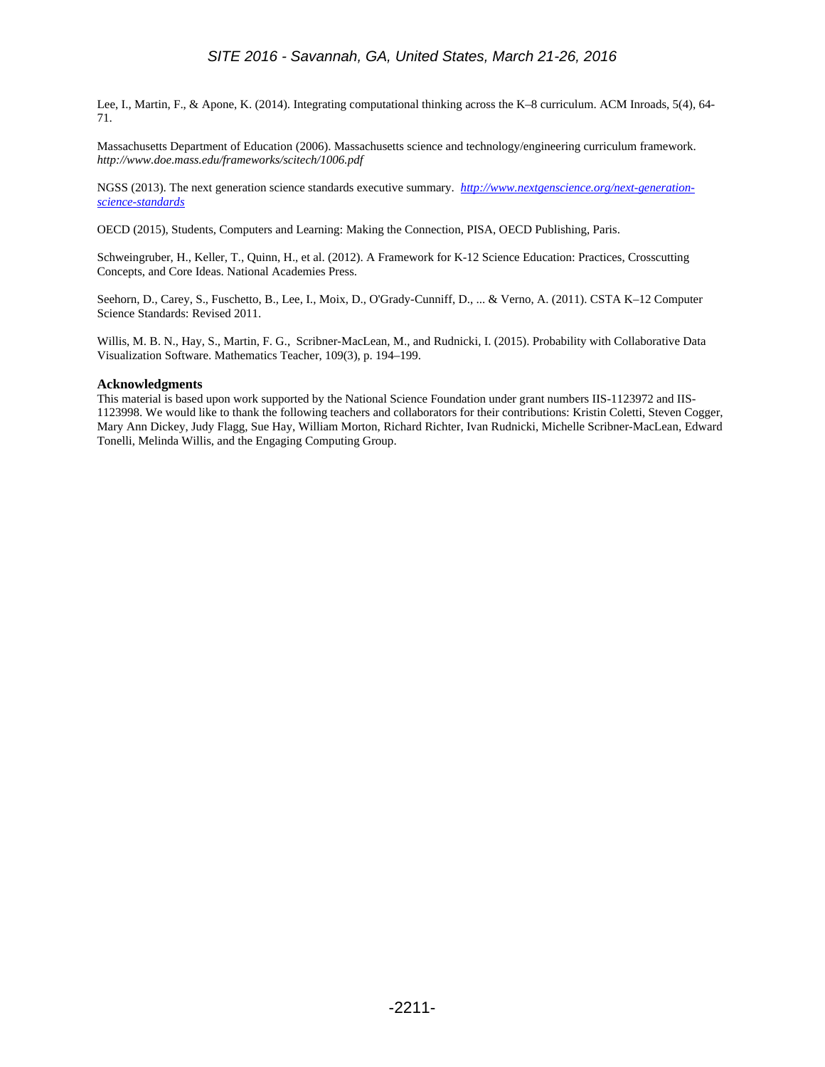Lee, I., Martin, F., & Apone, K. (2014). Integrating computational thinking across the K–8 curriculum. ACM Inroads, 5(4), 64-71.

Massachusetts Department of Education (2006). Massachusetts science and technology/engineering curriculum framework. *http://www.doe.mass.edu/frameworks/scitech/1006.pdf*

NGSS (2013). The next generation science standards executive summary. *[http://www.nextgenscience.org/next-generation-science-standards](http://www.nextgenscience.org/next-generation-science-standards)*

OECD (2015), Students, Computers and Learning: Making the Connection, PISA, OECD Publishing, Paris.

Schweingruber, H., Keller, T., Quinn, H., et al. (2012). A Framework for K-12 Science Education: Practices, Crosscutting Concepts, and Core Ideas. National Academies Press.

Seehorn, D., Carey, S., Fuschetto, B., Lee, I., Moix, D., O'Grady-Cunniff, D., ... & Verno, A. (2011). CSTA K–12 Computer Science Standards: Revised 2011.

Willis, M. B. N., Hay, S., Martin, F. G., Scribner-MacLean, M., and Rudnicki, I. (2015). Probability with Collaborative Data Visualization Software. Mathematics Teacher, 109(3), p. 194–199.

### Acknowledgments

This material is based upon work supported by the National Science Foundation under grant numbers IIS-1123972 and IIS-1123998. We would like to thank the following teachers and collaborators for their contributions: Kristin Coletti, Steven Cogger, Mary Ann Dickey, Judy Flagg, Sue Hay, William Morton, Richard Richter, Ivan Rudnicki, Michelle Scribner-MacLean, Edward Tonelli, Melinda Willis, and the Engaging Computing Group.